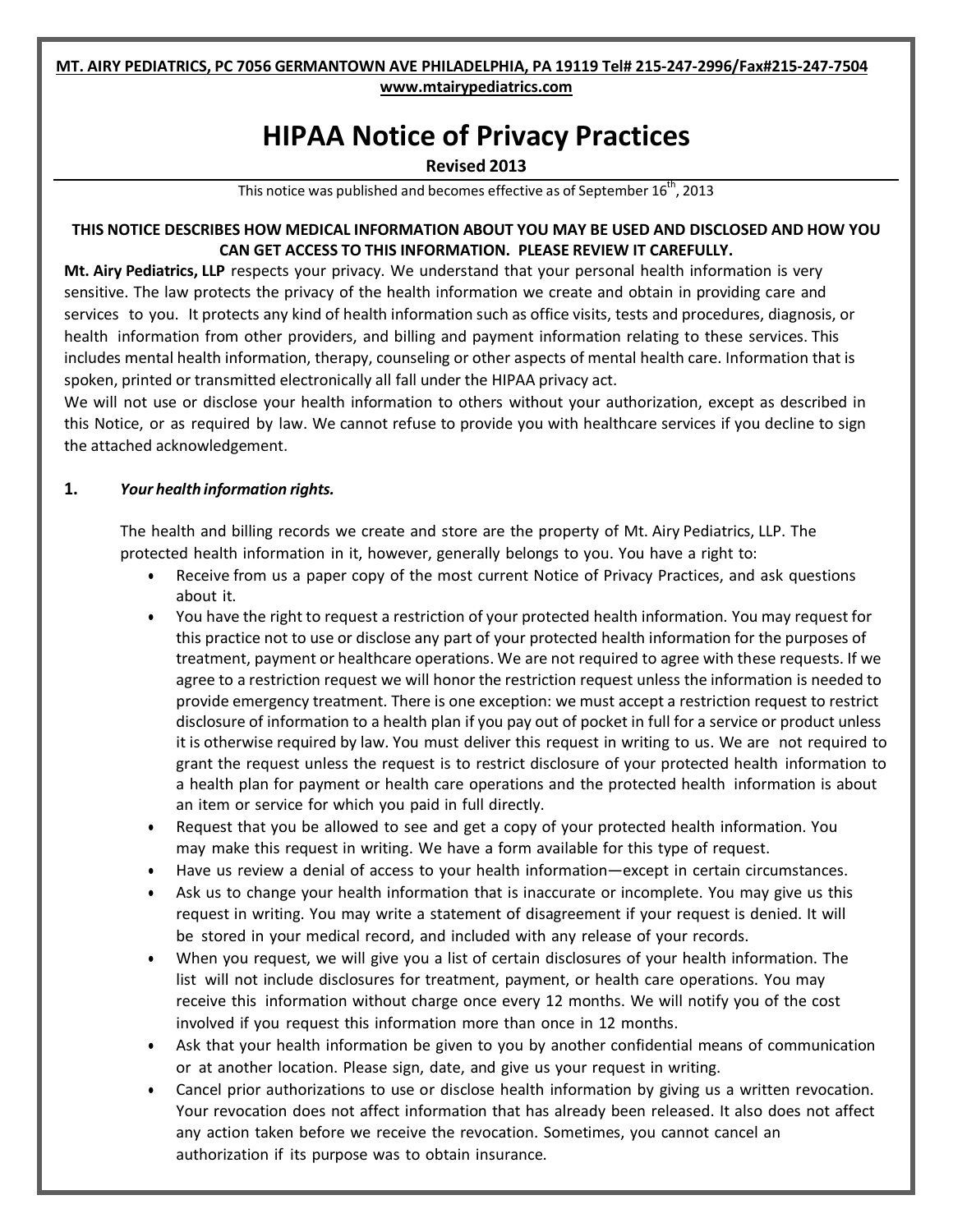**MT. AIRY PEDIATRICS, PC 7056 GERMANTOWN AVE PHILADELPHIA, PA 19119 Tel# 215-247-2996/Fax#215-247-7504**
**www.mtairypediatrics.com**

# HIPAA Notice of Privacy Practices

**Revised 2013**

This notice was published and becomes effective as of September 16th, 2013

**THIS NOTICE DESCRIBES HOW MEDICAL INFORMATION ABOUT YOU MAY BE USED AND DISCLOSED AND HOW YOU CAN GET ACCESS TO THIS INFORMATION. PLEASE REVIEW IT CAREFULLY.**

**Mt. Airy Pediatrics, LLP** respects your privacy. We understand that your personal health information is very sensitive. The law protects the privacy of the health information we create and obtain in providing care and services to you. It protects any kind of health information such as office visits, tests and procedures, diagnosis, or health information from other providers, and billing and payment information relating to these services. This includes mental health information, therapy, counseling or other aspects of mental health care. Information that is spoken, printed or transmitted electronically all fall under the HIPAA privacy act.

We will not use or disclose your health information to others without your authorization, except as described in this Notice, or as required by law. We cannot refuse to provide you with healthcare services if you decline to sign the attached acknowledgement.

## 1. *Your health information rights.*

The health and billing records we create and store are the property of Mt. Airy Pediatrics, LLP. The protected health information in it, however, generally belongs to you. You have a right to:

- Receive from us a paper copy of the most current Notice of Privacy Practices, and ask questions about it.
- You have the right to request a restriction of your protected health information. You may request for this practice not to use or disclose any part of your protected health information for the purposes of treatment, payment or healthcare operations. We are not required to agree with these requests. If we agree to a restriction request we will honor the restriction request unless the information is needed to provide emergency treatment. There is one exception: we must accept a restriction request to restrict disclosure of information to a health plan if you pay out of pocket in full for a service or product unless it is otherwise required by law. You must deliver this request in writing to us. We are not required to grant the request unless the request is to restrict disclosure of your protected health information to a health plan for payment or health care operations and the protected health information is about an item or service for which you paid in full directly.
- Request that you be allowed to see and get a copy of your protected health information. You may make this request in writing. We have a form available for this type of request.
- Have us review a denial of access to your health information—except in certain circumstances.
- Ask us to change your health information that is inaccurate or incomplete. You may give us this request in writing. You may write a statement of disagreement if your request is denied. It will be stored in your medical record, and included with any release of your records.
- When you request, we will give you a list of certain disclosures of your health information. The list will not include disclosures for treatment, payment, or health care operations. You may receive this information without charge once every 12 months. We will notify you of the cost involved if you request this information more than once in 12 months.
- Ask that your health information be given to you by another confidential means of communication or at another location. Please sign, date, and give us your request in writing.
- Cancel prior authorizations to use or disclose health information by giving us a written revocation. Your revocation does not affect information that has already been released. It also does not affect any action taken before we receive the revocation. Sometimes, you cannot cancel an authorization if its purpose was to obtain insurance.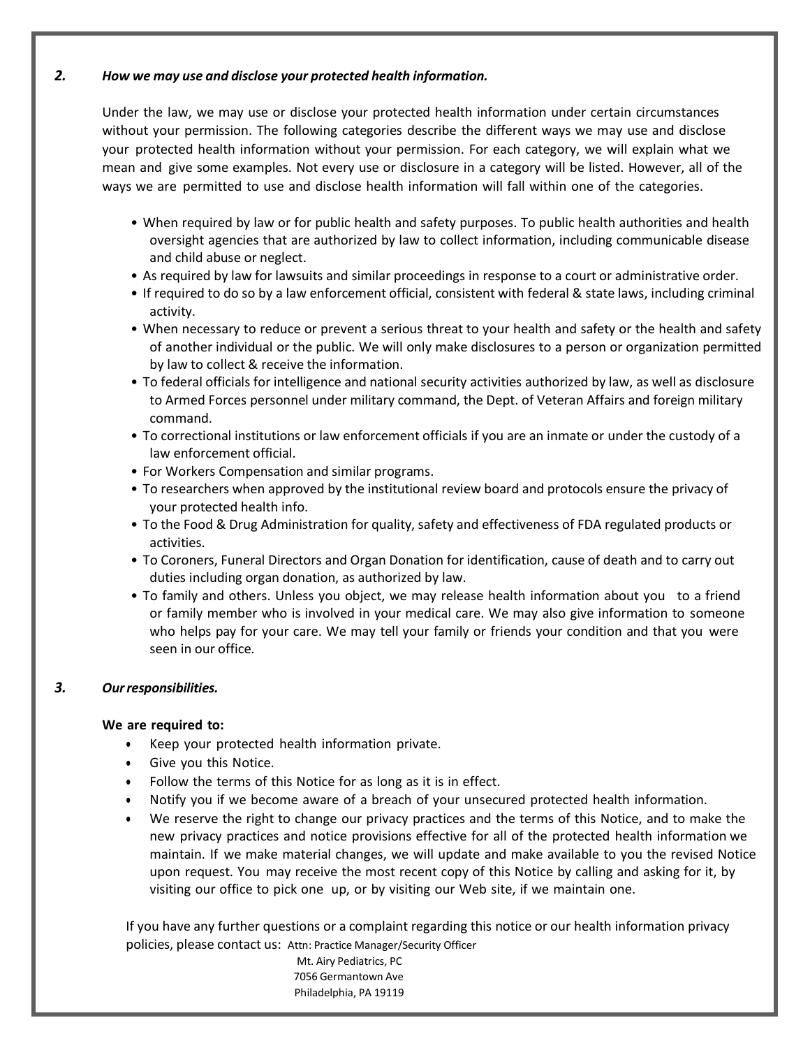### *2. How we may use and disclose your protected health information.*

Under the law, we may use or disclose your protected health information under certain circumstances without your permission. The following categories describe the different ways we may use and disclose your protected health information without your permission. For each category, we will explain what we mean and give some examples. Not every use or disclosure in a category will be listed. However, all of the ways we are permitted to use and disclose health information will fall within one of the categories.

- When required by law or for public health and safety purposes. To public health authorities and health oversight agencies that are authorized by law to collect information, including communicable disease and child abuse or neglect.
- As required by law for lawsuits and similar proceedings in response to a court or administrative order.
- If required to do so by a law enforcement official, consistent with federal & state laws, including criminal activity.
- When necessary to reduce or prevent a serious threat to your health and safety or the health and safety of another individual or the public. We will only make disclosures to a person or organization permitted by law to collect & receive the information.
- To federal officials for intelligence and national security activities authorized by law, as well as disclosure to Armed Forces personnel under military command, the Dept. of Veteran Affairs and foreign military command.
- To correctional institutions or law enforcement officials if you are an inmate or under the custody of a law enforcement official.
- For Workers Compensation and similar programs.
- To researchers when approved by the institutional review board and protocols ensure the privacy of your protected health info.
- To the Food & Drug Administration for quality, safety and effectiveness of FDA regulated products or activities.
- To Coroners, Funeral Directors and Organ Donation for identification, cause of death and to carry out duties including organ donation, as authorized by law.
- To family and others. Unless you object, we may release health information about you to a friend or family member who is involved in your medical care. We may also give information to someone who helps pay for your care. We may tell your family or friends your condition and that you were seen in our office.

### *3. Our responsibilities.*

**We are required to:**

- Keep your protected health information private.
- Give you this Notice.
- Follow the terms of this Notice for as long as it is in effect.
- Notify you if we become aware of a breach of your unsecured protected health information.
- We reserve the right to change our privacy practices and the terms of this Notice, and to make the new privacy practices and notice provisions effective for all of the protected health information we maintain. If we make material changes, we will update and make available to you the revised Notice upon request. You may receive the most recent copy of this Notice by calling and asking for it, by visiting our office to pick one up, or by visiting our Web site, if we maintain one.

If you have any further questions or a complaint regarding this notice or our health information privacy policies, please contact us: Attn: Practice Manager/Security Officer

Mt. Airy Pediatrics, PC
7056 Germantown Ave
Philadelphia, PA 19119